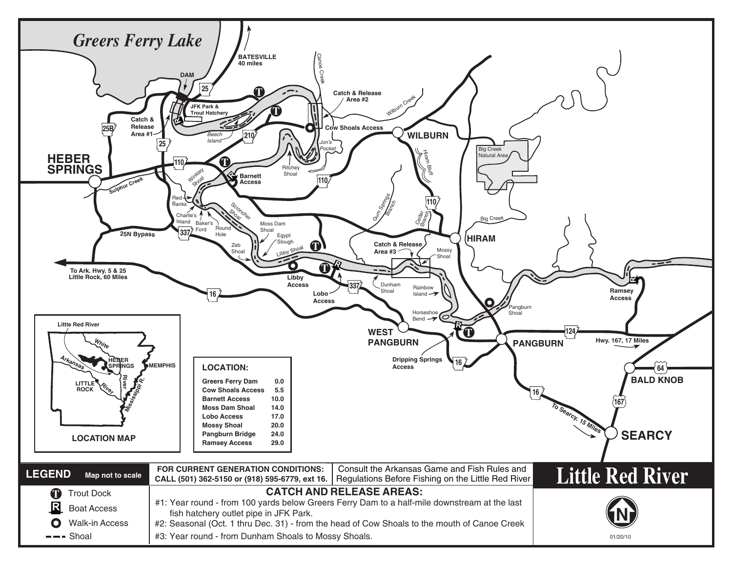# Little Red River

## LOCATION:

| Location | Miles |
|---|---|
| Greers Ferry Dam | 0.0 |
| Cow Shoals Access | 5.5 |
| Barnett Access | 10.0 |
| Moss Dam Shoal | 14.0 |
| Lobo Access | 17.0 |
| Mossy Shoal | 20.0 |
| Pangburn Bridge | 24.0 |
| Ramsey Access | 29.0 |

**LEGEND** Map not to scale

- Trout Dock
- Boat Access
- Walk-in Access
- Shoal

**FOR CURRENT GENERATION CONDITIONS: CALL (501) 362-5150 or (918) 595-6779, ext 16.**

Consult the Arkansas Game and Fish Rules and Regulations Before Fishing on the Little Red River

## CATCH AND RELEASE AREAS:

#1: Year round - from 100 yards below Greers Ferry Dam to a half-mile downstream at the last fish hatchery outlet pipe in JFK Park.

#2: Seasonal (Oct. 1 thru Dec. 31) - from the head of Cow Shoals to the mouth of Canoe Creek

#3: Year round - from Dunham Shoals to Mossy Shoals.

01/20/10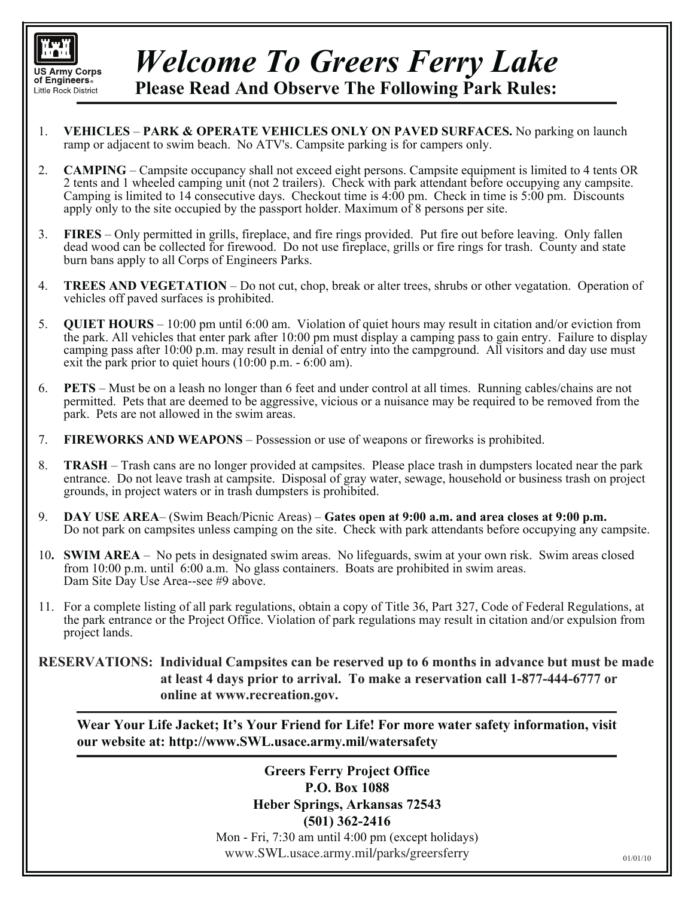US Army Corps of Engineers
Little Rock District

# *Welcome To Greers Ferry Lake*

## Please Read And Observe The Following Park Rules:

1. **VEHICLES** – **PARK & OPERATE VEHICLES ONLY ON PAVED SURFACES.** No parking on launch ramp or adjacent to swim beach. No ATV's. Campsite parking is for campers only.

2. **CAMPING** – Campsite occupancy shall not exceed eight persons. Campsite equipment is limited to 4 tents OR 2 tents and 1 wheeled camping unit (not 2 trailers). Check with park attendant before occupying any campsite. Camping is limited to 14 consecutive days. Checkout time is 4:00 pm. Check in time is 5:00 pm. Discounts apply only to the site occupied by the passport holder. Maximum of 8 persons per site.

3. **FIRES** – Only permitted in grills, fireplace, and fire rings provided. Put fire out before leaving. Only fallen dead wood can be collected for firewood. Do not use fireplace, grills or fire rings for trash. County and state burn bans apply to all Corps of Engineers Parks.

4. **TREES AND VEGETATION** – Do not cut, chop, break or alter trees, shrubs or other vegatation. Operation of vehicles off paved surfaces is prohibited.

5. **QUIET HOURS** – 10:00 pm until 6:00 am. Violation of quiet hours may result in citation and/or eviction from the park. All vehicles that enter park after 10:00 pm must display a camping pass to gain entry. Failure to display camping pass after 10:00 p.m. may result in denial of entry into the campground. All visitors and day use must exit the park prior to quiet hours (10:00 p.m. - 6:00 am).

6. **PETS** – Must be on a leash no longer than 6 feet and under control at all times. Running cables/chains are not permitted. Pets that are deemed to be aggressive, vicious or a nuisance may be required to be removed from the park. Pets are not allowed in the swim areas.

7. **FIREWORKS AND WEAPONS** – Possession or use of weapons or fireworks is prohibited.

8. **TRASH** – Trash cans are no longer provided at campsites. Please place trash in dumpsters located near the park entrance. Do not leave trash at campsite. Disposal of gray water, sewage, household or business trash on project grounds, in project waters or in trash dumpsters is prohibited.

9. **DAY USE AREA**– (Swim Beach/Picnic Areas) – **Gates open at 9:00 a.m. and area closes at 9:00 p.m.** Do not park on campsites unless camping on the site. Check with park attendants before occupying any campsite.

10. **SWIM AREA** – No pets in designated swim areas. No lifeguards, swim at your own risk. Swim areas closed from 10:00 p.m. until 6:00 a.m. No glass containers. Boats are prohibited in swim areas.
    Dam Site Day Use Area--see #9 above.

11. For a complete listing of all park regulations, obtain a copy of Title 36, Part 327, Code of Federal Regulations, at the park entrance or the Project Office. Violation of park regulations may result in citation and/or expulsion from project lands.

**RESERVATIONS: Individual Campsites can be reserved up to 6 months in advance but must be made at least 4 days prior to arrival. To make a reservation call 1-877-444-6777 or online at www.recreation.gov.**

---

**Wear Your Life Jacket; It's Your Friend for Life! For more water safety information, visit our website at: http://www.SWL.usace.army.mil/watersafety**

---

**Greers Ferry Project Office**
**P.O. Box 1088**
**Heber Springs, Arkansas 72543**
**(501) 362-2416**
Mon - Fri, 7:30 am until 4:00 pm (except holidays)
www.SWL.usace.army.mil/parks/greersferry

01/01/10